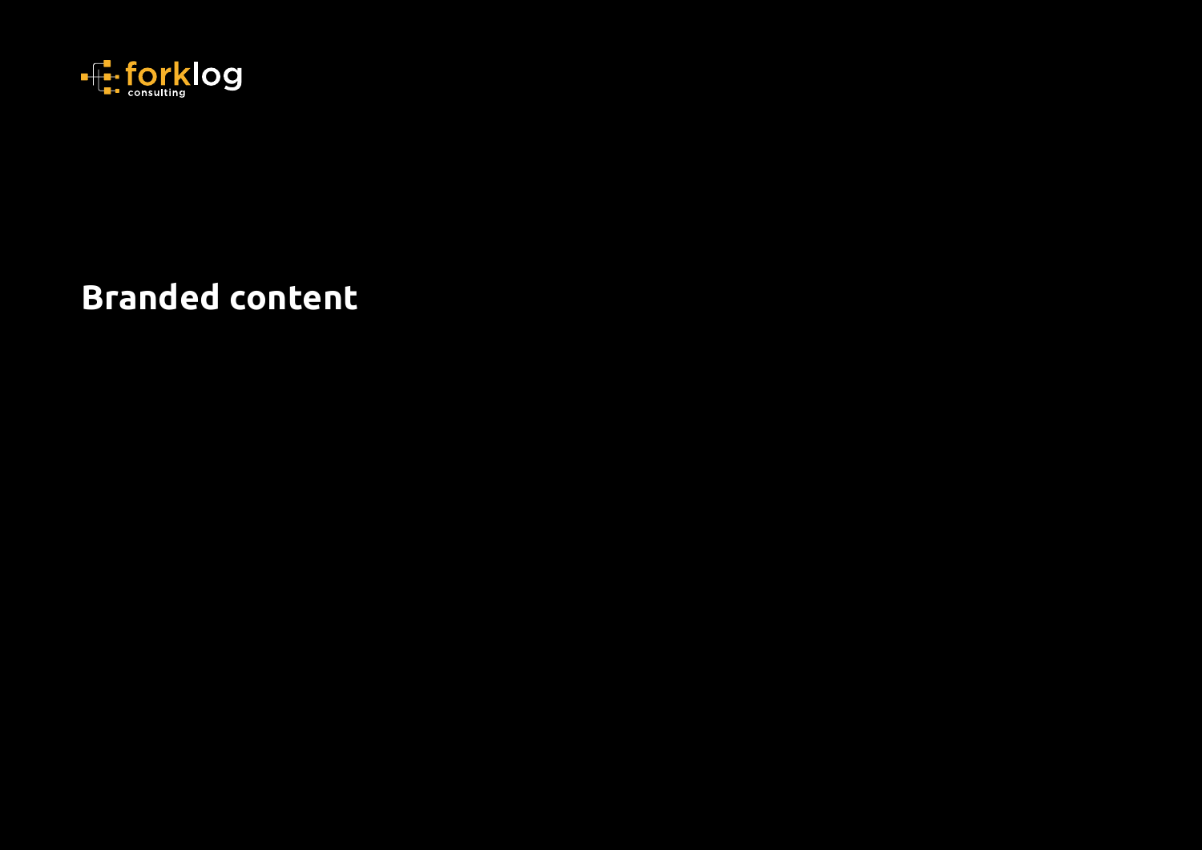forklog consulting

# Branded content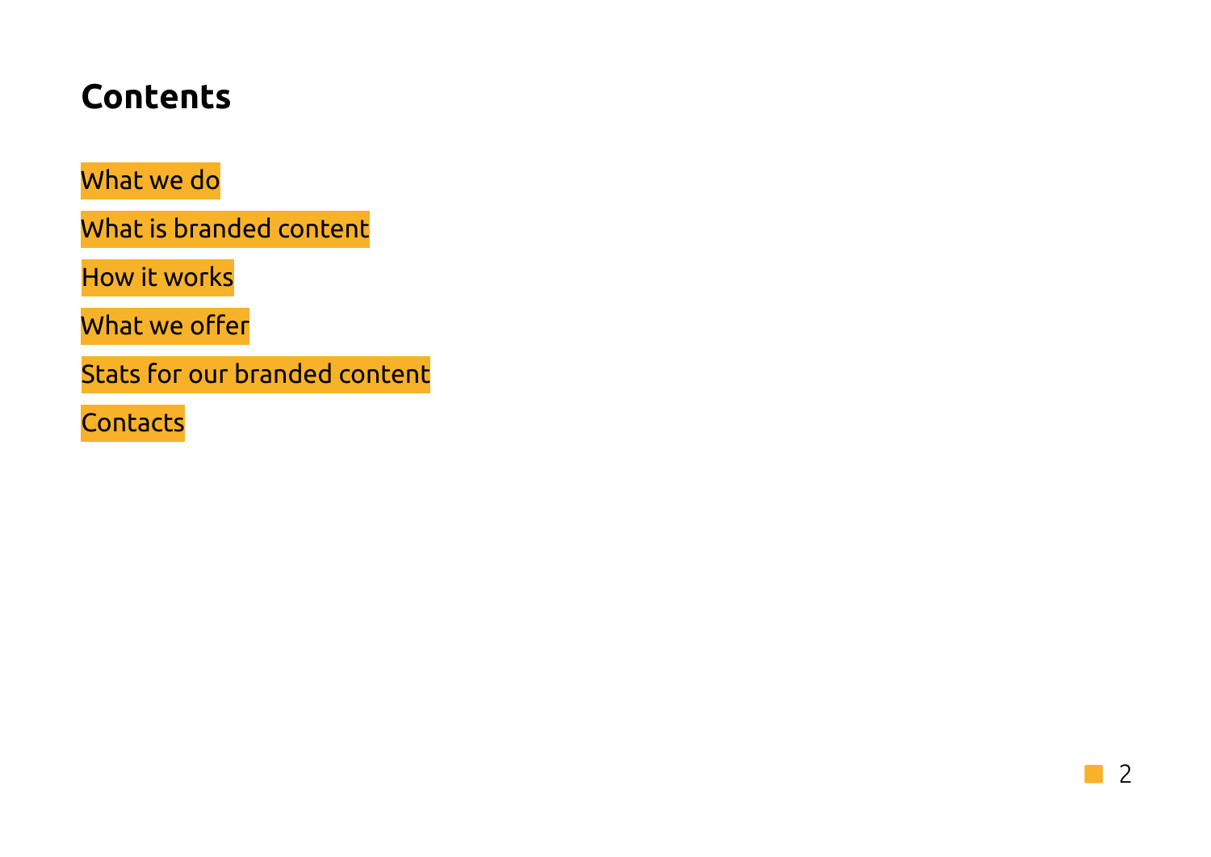# Contents

- What we do
- What is branded content
- How it works
- What we offer
- Stats for our branded content
- Contacts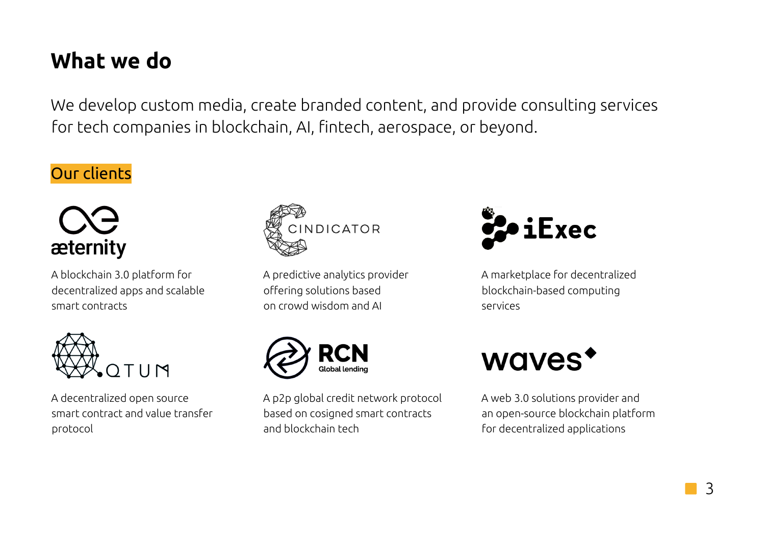# What we do

We develop custom media, create branded content, and provide consulting services for tech companies in blockchain, AI, fintech, aerospace, or beyond.

## Our clients

**æternity**

A blockchain 3.0 platform for decentralized apps and scalable smart contracts

**CINDICATOR**

A predictive analytics provider offering solutions based on crowd wisdom and AI

**iExec**

A marketplace for decentralized blockchain-based computing services

**QTUM**

A decentralized open source smart contract and value transfer protocol

**RCN Global lending**

A p2p global credit network protocol based on cosigned smart contracts and blockchain tech

**waves**

A web 3.0 solutions provider and an open-source blockchain platform for decentralized applications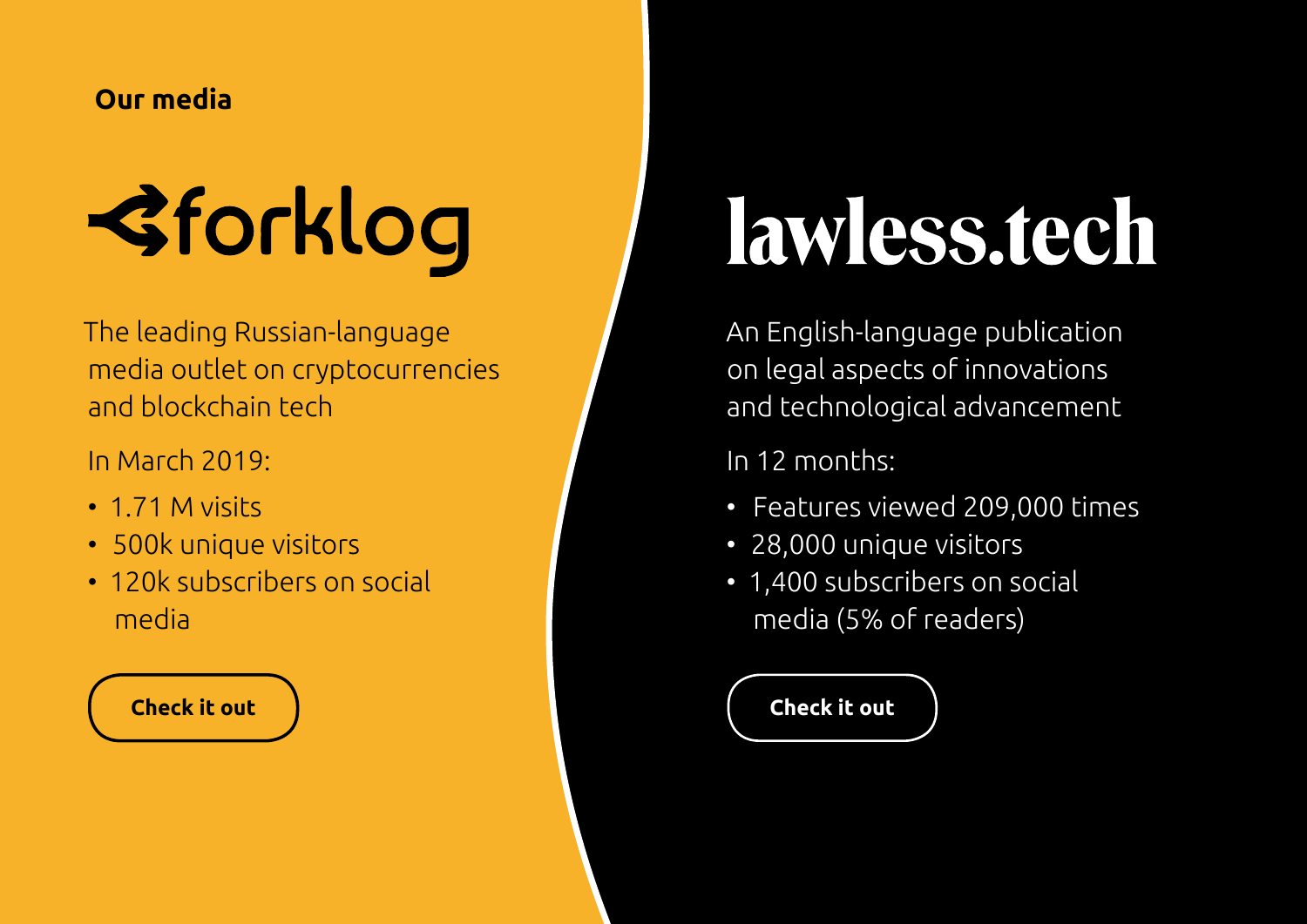**Our media**

## forklog

The leading Russian-language media outlet on cryptocurrencies and blockchain tech

In March 2019:

- 1.71 M visits
- 500k unique visitors
- 120k subscribers on social media

**Check it out**

## lawless.tech

An English-language publication on legal aspects of innovations and technological advancement

In 12 months:

- Features viewed 209,000 times
- 28,000 unique visitors
- 1,400 subscribers on social media (5% of readers)

**Check it out**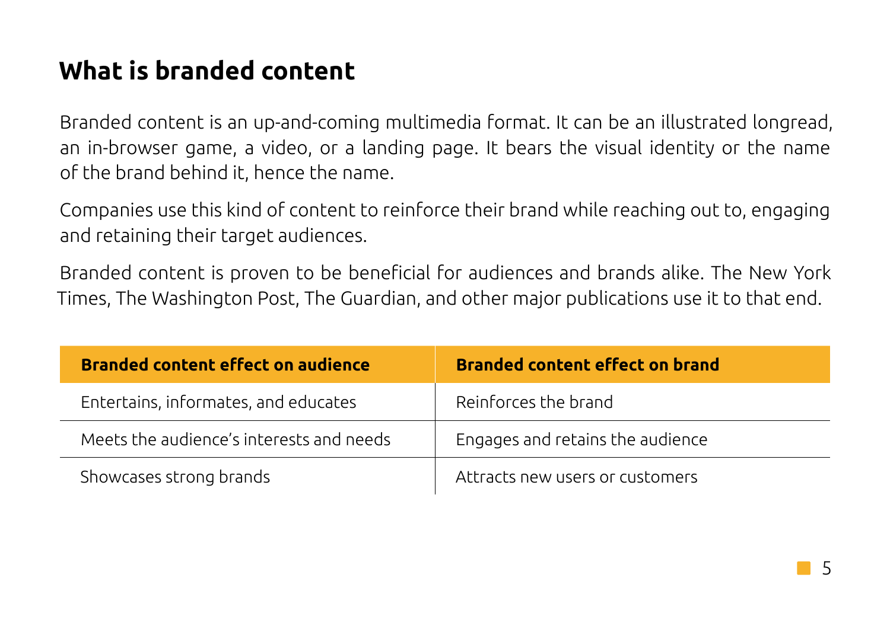## What is branded content

Branded content is an up-and-coming multimedia format. It can be an illustrated longread, an in-browser game, a video, or a landing page. It bears the visual identity or the name of the brand behind it, hence the name.

Companies use this kind of content to reinforce their brand while reaching out to, engaging and retaining their target audiences.

Branded content is proven to be beneficial for audiences and brands alike. The New York Times, The Washington Post, The Guardian, and other major publications use it to that end.

| Branded content effect on audience | Branded content effect on brand |
|---|---|
| Entertains, informates, and educates | Reinforces the brand |
| Meets the audience's interests and needs | Engages and retains the audience |
| Showcases strong brands | Attracts new users or customers |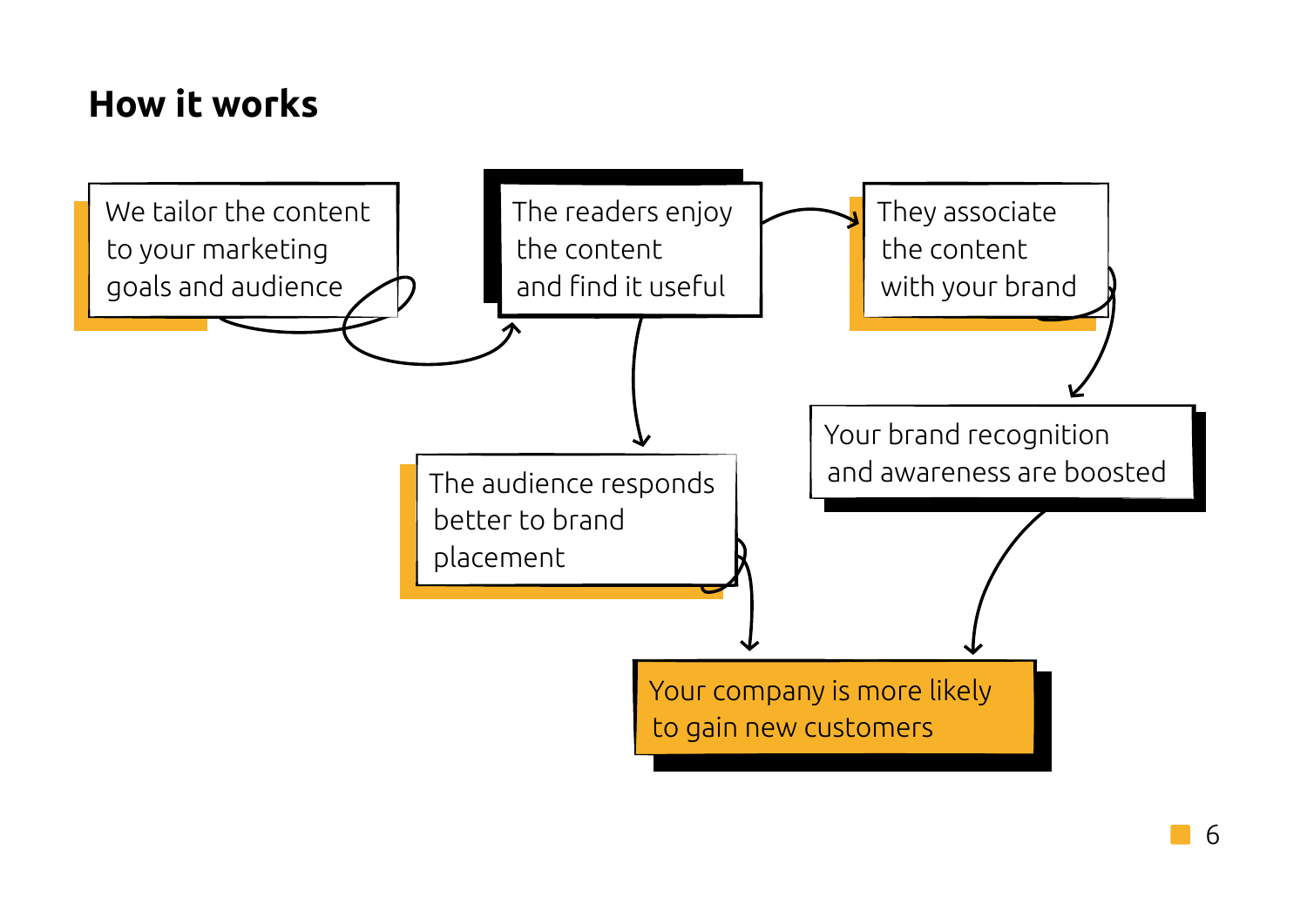## How it works

We tailor the content to your marketing goals and audience

The readers enjoy the content and find it useful

They associate the content with your brand

The audience responds better to brand placement

Your brand recognition and awareness are boosted

Your company is more likely to gain new customers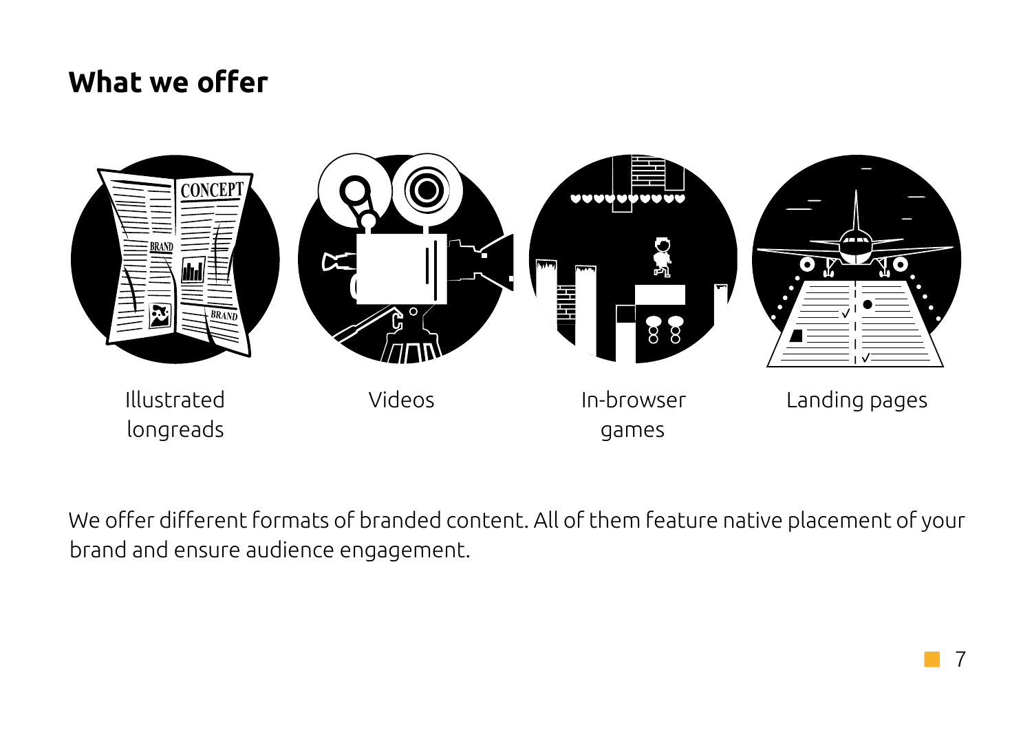## What we offer

Illustrated longreads

Videos

In-browser games

Landing pages

We offer different formats of branded content. All of them feature native placement of your brand and ensure audience engagement.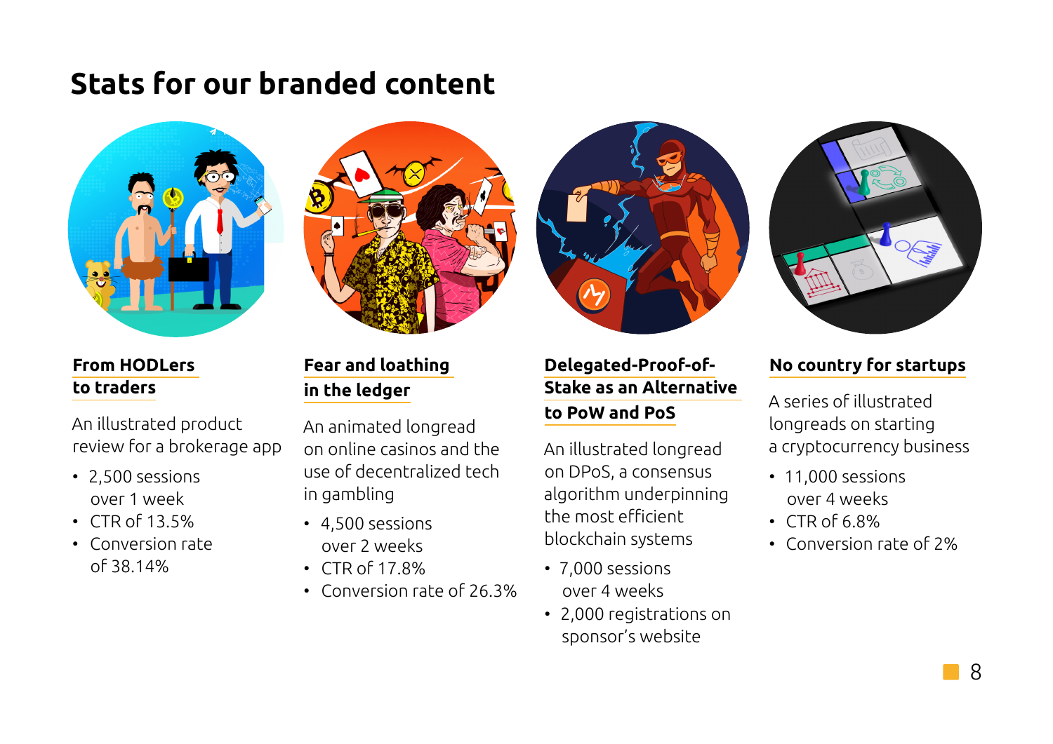# Stats for our branded content

### From HODLers to traders

An illustrated product review for a brokerage app

- 2,500 sessions over 1 week
- CTR of 13.5%
- Conversion rate of 38.14%

### Fear and loathing in the ledger

An animated longread on online casinos and the use of decentralized tech in gambling

- 4,500 sessions over 2 weeks
- CTR of 17.8%
- Conversion rate of 26.3%

### Delegated-Proof-of-Stake as an Alternative to PoW and PoS

An illustrated longread on DPoS, a consensus algorithm underpinning the most efficient blockchain systems

- 7,000 sessions over 4 weeks
- 2,000 registrations on sponsor's website

### No country for startups

A series of illustrated longreads on starting a cryptocurrency business

- 11,000 sessions over 4 weeks
- CTR of 6.8%
- Conversion rate of 2%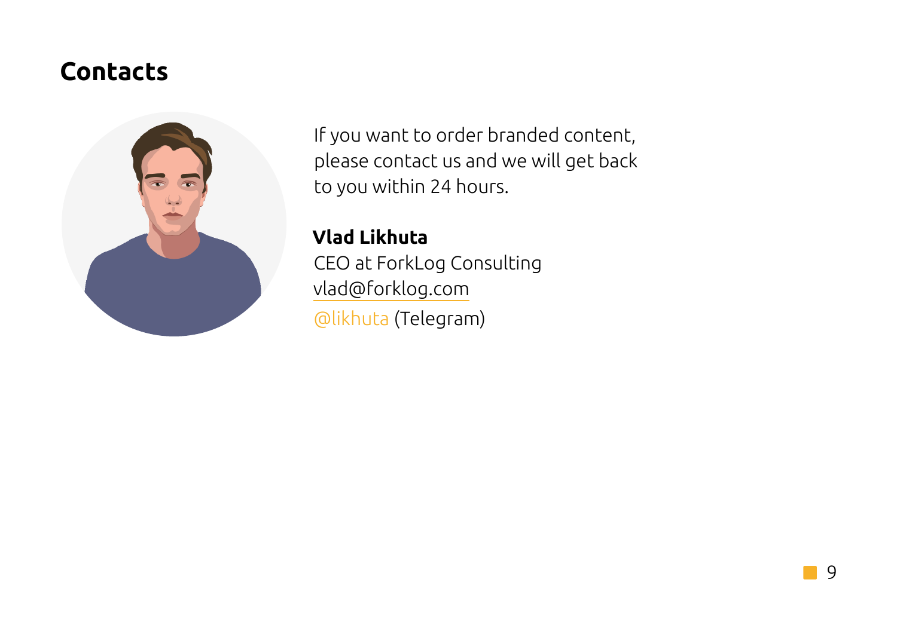# Contacts

If you want to order branded content, please contact us and we will get back to you within 24 hours.

**Vlad Likhuta**
CEO at ForkLog Consulting
vlad@forklog.com
@likhuta (Telegram)